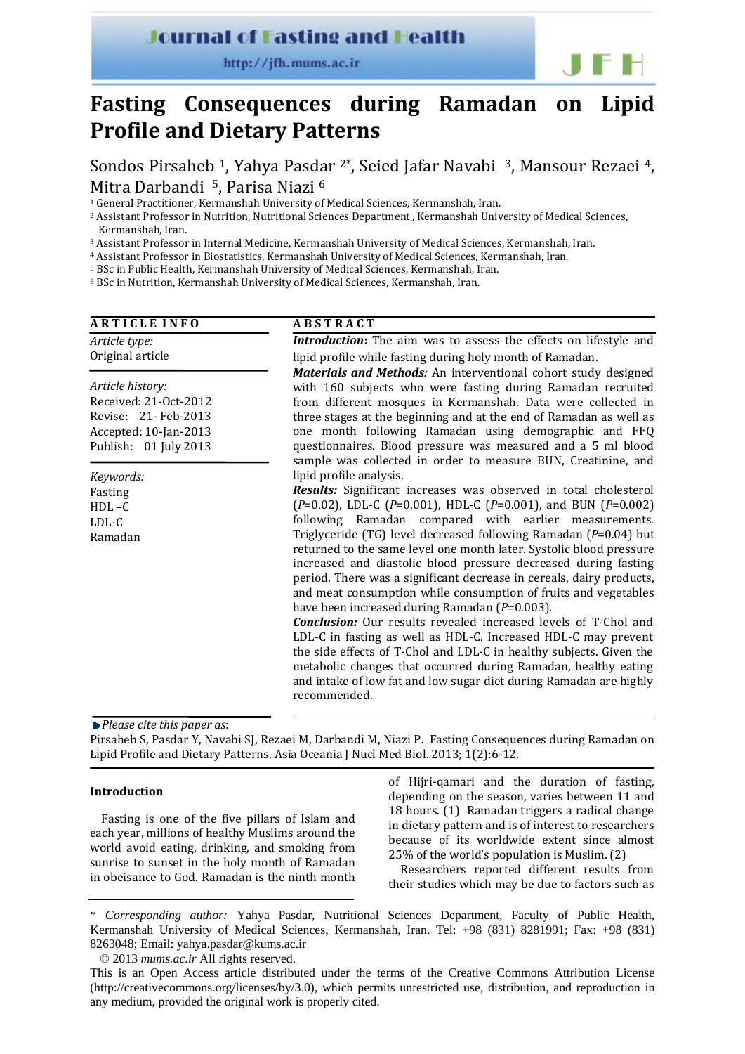Journal of Fasting and Health

http://jfh.mums.ac.ir

# Fasting Consequences during Ramadan on Lipid Profile and Dietary Patterns

Sondos Pirsaheb [1], Yahya Pasdar [2*], Seied Jafar Navabi [3], Mansour Rezaei [4], Mitra Darbandi [5], Parisa Niazi [6]

[1] General Practitioner, Kermanshah University of Medical Sciences, Kermanshah, Iran.
[2] Assistant Professor in Nutrition, Nutritional Sciences Department , Kermanshah University of Medical Sciences, Kermanshah, Iran.
[3] Assistant Professor in Internal Medicine, Kermanshah University of Medical Sciences, Kermanshah, Iran.
[4] Assistant Professor in Biostatistics, Kermanshah University of Medical Sciences, Kermanshah, Iran.
[5] BSc in Public Health, Kermanshah University of Medical Sciences, Kermanshah, Iran.
[6] BSc in Nutrition, Kermanshah University of Medical Sciences, Kermanshah, Iran.

## ARTICLE INFO

*Article type:*
Original article

*Article history:*
Received: 21-Oct-2012
Revise: 21- Feb-2013
Accepted: 10-Jan-2013
Publish: 01 July 2013

*Keywords:*
Fasting
HDL –C
LDL-C
Ramadan

## ABSTRACT

***Introduction*:** The aim was to assess the effects on lifestyle and lipid profile while fasting during holy month of Ramadan.

***Materials and Methods:*** An interventional cohort study designed with 160 subjects who were fasting during Ramadan recruited from different mosques in Kermanshah. Data were collected in three stages at the beginning and at the end of Ramadan as well as one month following Ramadan using demographic and FFQ questionnaires. Blood pressure was measured and a 5 ml blood sample was collected in order to measure BUN, Creatinine, and lipid profile analysis.

***Results:*** Significant increases was observed in total cholesterol (*P*=0.02), LDL-C (*P*=0.001), HDL-C (*P*=0.001), and BUN (*P*=0.002) following Ramadan compared with earlier measurements. Triglyceride (TG) level decreased following Ramadan (*P*=0.04) but returned to the same level one month later. Systolic blood pressure increased and diastolic blood pressure decreased during fasting period. There was a significant decrease in cereals, dairy products, and meat consumption while consumption of fruits and vegetables have been increased during Ramadan (*P*=0.003).

***Conclusion:*** Our results revealed increased levels of T-Chol and LDL-C in fasting as well as HDL-C. Increased HDL-C may prevent the side effects of T-Chol and LDL-C in healthy subjects. Given the metabolic changes that occurred during Ramadan, healthy eating and intake of low fat and low sugar diet during Ramadan are highly recommended.

*Please cite this paper as*:
Pirsaheb S, Pasdar Y, Navabi SJ, Rezaei M, Darbandi M, Niazi P. Fasting Consequences during Ramadan on Lipid Profile and Dietary Patterns. Asia Oceania J Nucl Med Biol. 2013; 1(2):6-12.

## Introduction

Fasting is one of the five pillars of Islam and each year, millions of healthy Muslims around the world avoid eating, drinking, and smoking from sunrise to sunset in the holy month of Ramadan in obeisance to God. Ramadan is the ninth month of Hijri-qamari and the duration of fasting, depending on the season, varies between 11 and 18 hours. (1) Ramadan triggers a radical change in dietary pattern and is of interest to researchers because of its worldwide extent since almost 25% of the world's population is Muslim. (2)

Researchers reported different results from their studies which may be due to factors such as

\* *Corresponding author:* Yahya Pasdar, Nutritional Sciences Department, Faculty of Public Health, Kermanshah University of Medical Sciences, Kermanshah, Iran. Tel: +98 (831) 8281991; Fax: +98 (831) 8263048; Email: yahya.pasdar@kums.ac.ir

© 2013 *mums.ac.ir* All rights reserved.

This is an Open Access article distributed under the terms of the Creative Commons Attribution License (http://creativecommons.org/licenses/by/3.0), which permits unrestricted use, distribution, and reproduction in any medium, provided the original work is properly cited.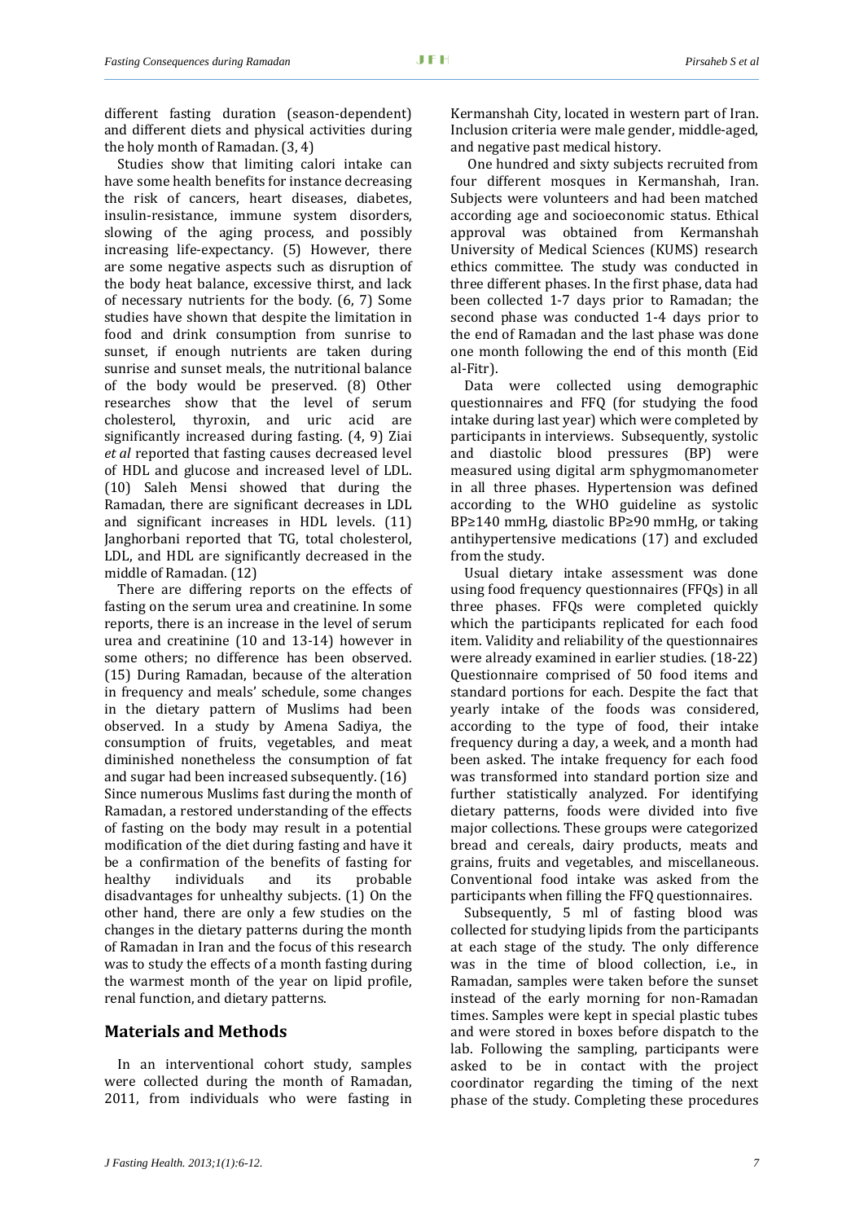different fasting duration (season-dependent) and different diets and physical activities during the holy month of Ramadan. (3, 4)

Studies show that limiting calori intake can have some health benefits for instance decreasing the risk of cancers, heart diseases, diabetes, insulin-resistance, immune system disorders, slowing of the aging process, and possibly increasing life-expectancy. (5) However, there are some negative aspects such as disruption of the body heat balance, excessive thirst, and lack of necessary nutrients for the body. (6, 7) Some studies have shown that despite the limitation in food and drink consumption from sunrise to sunset, if enough nutrients are taken during sunrise and sunset meals, the nutritional balance of the body would be preserved. (8) Other researches show that the level of serum cholesterol, thyroxin, and uric acid are significantly increased during fasting. (4, 9) Ziai *et al* reported that fasting causes decreased level of HDL and glucose and increased level of LDL. (10) Saleh Mensi showed that during the Ramadan, there are significant decreases in LDL and significant increases in HDL levels. (11) Janghorbani reported that TG, total cholesterol, LDL, and HDL are significantly decreased in the middle of Ramadan. (12)

There are differing reports on the effects of fasting on the serum urea and creatinine. In some reports, there is an increase in the level of serum urea and creatinine (10 and 13-14) however in some others; no difference has been observed. (15) During Ramadan, because of the alteration in frequency and meals' schedule, some changes in the dietary pattern of Muslims had been observed. In a study by Amena Sadiya, the consumption of fruits, vegetables, and meat diminished nonetheless the consumption of fat and sugar had been increased subsequently. (16) Since numerous Muslims fast during the month of Ramadan, a restored understanding of the effects of fasting on the body may result in a potential modification of the diet during fasting and have it be a confirmation of the benefits of fasting for healthy individuals and its probable disadvantages for unhealthy subjects. (1) On the other hand, there are only a few studies on the changes in the dietary patterns during the month of Ramadan in Iran and the focus of this research was to study the effects of a month fasting during the warmest month of the year on lipid profile, renal function, and dietary patterns.

## Materials and Methods

In an interventional cohort study, samples were collected during the month of Ramadan, 2011, from individuals who were fasting in Kermanshah City, located in western part of Iran. Inclusion criteria were male gender, middle-aged, and negative past medical history.

One hundred and sixty subjects recruited from four different mosques in Kermanshah, Iran. Subjects were volunteers and had been matched according age and socioeconomic status. Ethical approval was obtained from Kermanshah University of Medical Sciences (KUMS) research ethics committee. The study was conducted in three different phases. In the first phase, data had been collected 1-7 days prior to Ramadan; the second phase was conducted 1-4 days prior to the end of Ramadan and the last phase was done one month following the end of this month (Eid al-Fitr).

Data were collected using demographic questionnaires and FFQ (for studying the food intake during last year) which were completed by participants in interviews. Subsequently, systolic and diastolic blood pressures (BP) were measured using digital arm sphygmomanometer in all three phases. Hypertension was defined according to the WHO guideline as systolic BP≥140 mmHg, diastolic BP≥90 mmHg, or taking antihypertensive medications (17) and excluded from the study.

Usual dietary intake assessment was done using food frequency questionnaires (FFQs) in all three phases. FFQs were completed quickly which the participants replicated for each food item. Validity and reliability of the questionnaires were already examined in earlier studies. (18-22) Questionnaire comprised of 50 food items and standard portions for each. Despite the fact that yearly intake of the foods was considered, according to the type of food, their intake frequency during a day, a week, and a month had been asked. The intake frequency for each food was transformed into standard portion size and further statistically analyzed. For identifying dietary patterns, foods were divided into five major collections. These groups were categorized bread and cereals, dairy products, meats and grains, fruits and vegetables, and miscellaneous. Conventional food intake was asked from the participants when filling the FFQ questionnaires.

Subsequently, 5 ml of fasting blood was collected for studying lipids from the participants at each stage of the study. The only difference was in the time of blood collection, i.e., in Ramadan, samples were taken before the sunset instead of the early morning for non-Ramadan times. Samples were kept in special plastic tubes and were stored in boxes before dispatch to the lab. Following the sampling, participants were asked to be in contact with the project coordinator regarding the timing of the next phase of the study. Completing these procedures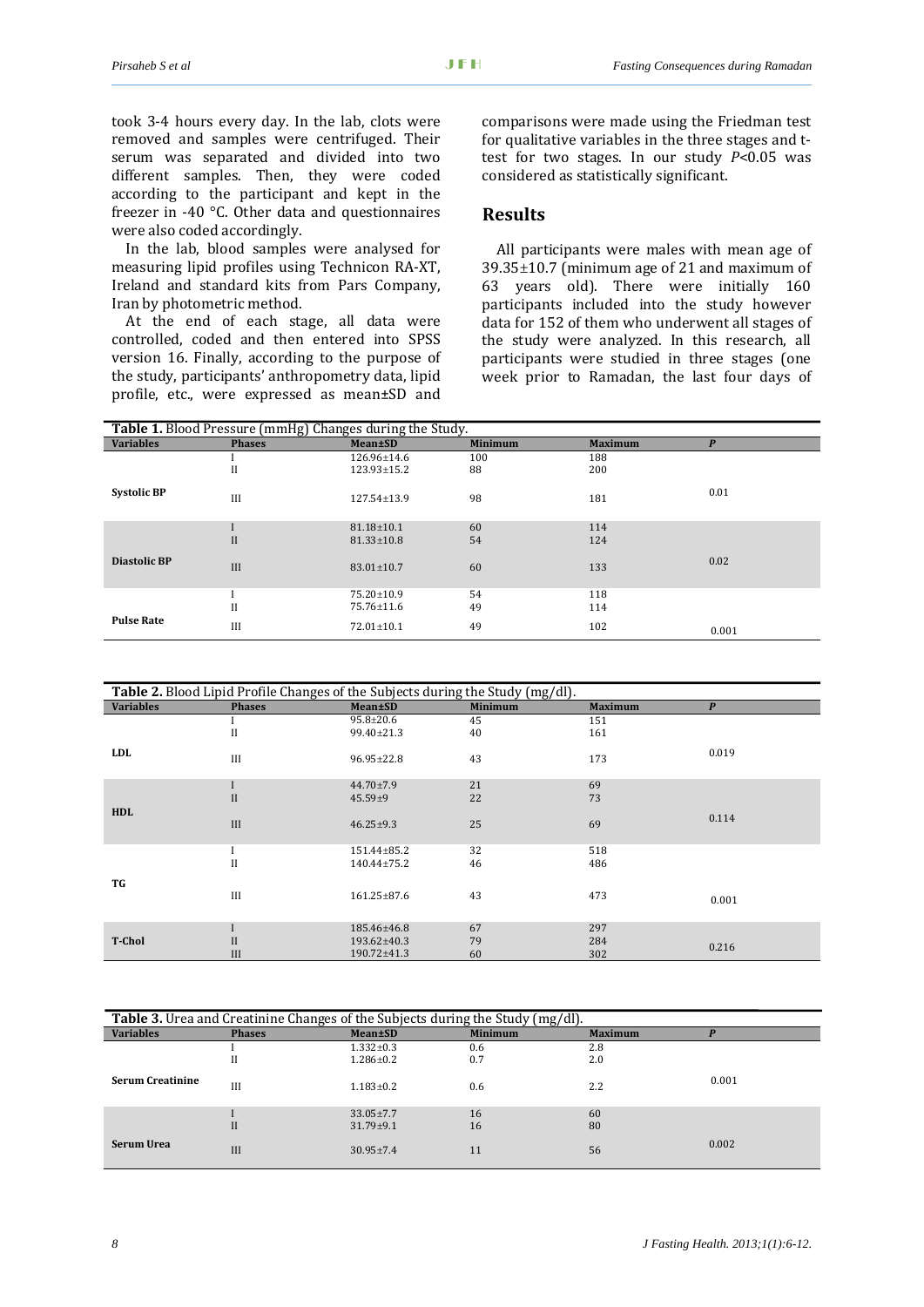took 3-4 hours every day. In the lab, clots were removed and samples were centrifuged. Their serum was separated and divided into two different samples. Then, they were coded according to the participant and kept in the freezer in -40 °C. Other data and questionnaires were also coded accordingly.

In the lab, blood samples were analysed for measuring lipid profiles using Technicon RA-XT, Ireland and standard kits from Pars Company, Iran by photometric method.

At the end of each stage, all data were controlled, coded and then entered into SPSS version 16. Finally, according to the purpose of the study, participants' anthropometry data, lipid profile, etc., were expressed as mean±SD and comparisons were made using the Friedman test for qualitative variables in the three stages and t-test for two stages. In our study $P<0.05$ was considered as statistically significant.

## Results

All participants were males with mean age of 39.35±10.7 (minimum age of 21 and maximum of 63 years old). There were initially 160 participants included into the study however data for 152 of them who underwent all stages of the study were analyzed. In this research, all participants were studied in three stages (one week prior to Ramadan, the last four days of

**Table 1.** Blood Pressure (mmHg) Changes during the Study.

| Variables | Phases | Mean±SD | Minimum | Maximum | *P* |
|---|---|---|---|---|---|
| Systolic BP | I | 126.96±14.6 | 100 | 188 | |
| | II | 123.93±15.2 | 88 | 200 | |
| | III | 127.54±13.9 | 98 | 181 | 0.01 |
| Diastolic BP | I | 81.18±10.1 | 60 | 114 | |
| | II | 81.33±10.8 | 54 | 124 | |
| | III | 83.01±10.7 | 60 | 133 | 0.02 |
| Pulse Rate | I | 75.20±10.9 | 54 | 118 | |
| | II | 75.76±11.6 | 49 | 114 | |
| | III | 72.01±10.1 | 49 | 102 | 0.001 |

**Table 2.** Blood Lipid Profile Changes of the Subjects during the Study (mg/dl).

| Variables | Phases | Mean±SD | Minimum | Maximum | *P* |
|---|---|---|---|---|---|
| LDL | I | 95.8±20.6 | 45 | 151 | |
| | II | 99.40±21.3 | 40 | 161 | |
| | III | 96.95±22.8 | 43 | 173 | 0.019 |
| HDL | I | 44.70±7.9 | 21 | 69 | |
| | II | 45.59±9 | 22 | 73 | |
| | III | 46.25±9.3 | 25 | 69 | 0.114 |
| TG | I | 151.44±85.2 | 32 | 518 | |
| | II | 140.44±75.2 | 46 | 486 | |
| | III | 161.25±87.6 | 43 | 473 | 0.001 |
| T-Chol | I | 185.46±46.8 | 67 | 297 | |
| | II | 193.62±40.3 | 79 | 284 | 0.216 |
| | III | 190.72±41.3 | 60 | 302 | |

**Table 3.** Urea and Creatinine Changes of the Subjects during the Study (mg/dl).

| Variables | Phases | Mean±SD | Minimum | Maximum | *P* |
|---|---|---|---|---|---|
| Serum Creatinine | I | 1.332±0.3 | 0.6 | 2.8 | |
| | II | 1.286±0.2 | 0.7 | 2.0 | |
| | III | 1.183±0.2 | 0.6 | 2.2 | 0.001 |
| Serum Urea | I | 33.05±7.7 | 16 | 60 | |
| | II | 31.79±9.1 | 16 | 80 | |
| | III | 30.95±7.4 | 11 | 56 | 0.002 |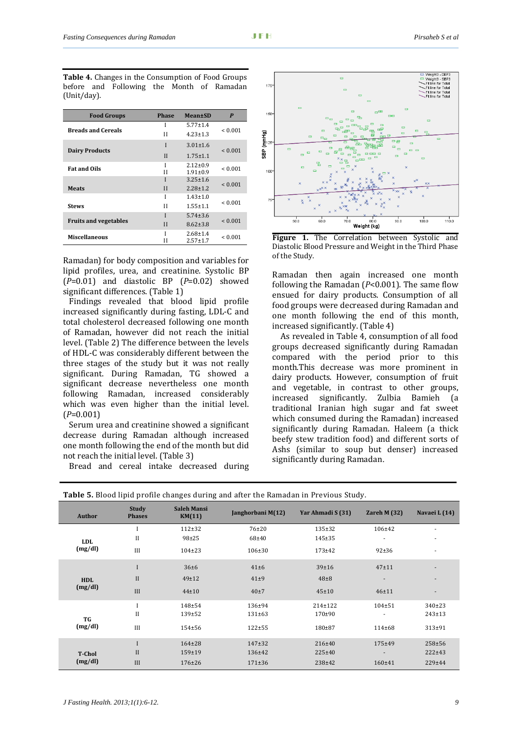**Table 4.** Changes in the Consumption of Food Groups before and Following the Month of Ramadan (Unit/day).

| Food Groups | Phase | Mean±SD | *P* |
|---|---|---|---|
| Breads and Cereals | I | 5.77±1.4 | < 0.001 |
| | II | 4.23±1.3 | |
| Dairy Products | I | 3.01±1.6 | < 0.001 |
| | II | 1.75±1.1 | |
| Fat and Oils | I | 2.12±0.9 | < 0.001 |
| | II | 1.91±0.9 | |
| Meats | I | 3.25±1.6 | < 0.001 |
| | II | 2.28±1.2 | |
| Stews | I | 1.43±1.0 | < 0.001 |
| | II | 1.55±1.1 | |
| Fruits and vegetables | I | 5.74±3.6 | < 0.001 |
| | II | 8.62±3.8 | |
| Miscellaneous | I | 2.68±1.4 | < 0.001 |
| | II | 2.57±1.7 | |

Ramadan) for body composition and variables for lipid profiles, urea, and creatinine. Systolic BP (*P*=0.01) and diastolic BP (*P*=0.02) showed significant differences. (Table 1)

Findings revealed that blood lipid profile increased significantly during fasting, LDL-C and total cholesterol decreased following one month of Ramadan, however did not reach the initial level. (Table 2) The difference between the levels of HDL-C was considerably different between the three stages of the study but it was not really significant. During Ramadan, TG showed a significant decrease nevertheless one month following Ramadan, increased considerably which was even higher than the initial level. (*P*=0.001)

Serum urea and creatinine showed a significant decrease during Ramadan although increased one month following the end of the month but did not reach the initial level. (Table 3)

Bread and cereal intake decreased during Ramadan then again increased one month following the Ramadan (*P*<0.001). The same flow ensued for dairy products. Consumption of all food groups were decreased during Ramadan and one month following the end of this month, increased significantly. (Table 4)

**Figure 1.** The Correlation between Systolic and Diastolic Blood Pressure and Weight in the Third Phase of the Study.

As revealed in Table 4, consumption of all food groups decreased significantly during Ramadan compared with the period prior to this month.This decrease was more prominent in dairy products. However, consumption of fruit and vegetable, in contrast to other groups, increased significantly. Zulbia Bamieh (a traditional Iranian high sugar and fat sweet which consumed during the Ramadan) increased significantly during Ramadan. Haleem (a thick beefy stew tradition food) and different sorts of Ashs (similar to soup but denser) increased significantly during Ramadan.

**Table 5.** Blood lipid profile changes during and after the Ramadan in Previous Study.

| Author | Study Phases | Saleh Mansi KM(11) | Janghorbani M(12) | Yar Ahmadi S (31) | Zareh M (32) | Navaei L (14) |
|---|---|---|---|---|---|---|
| LDL (mg/dl) | I | 112±32 | 76±20 | 135±32 | 106±42 | - |
| | II | 98±25 | 68±40 | 145±35 | - | - |
| | III | 104±23 | 106±30 | 173±42 | 92±36 | - |
| HDL (mg/dl) | I | 36±6 | 41±6 | 39±16 | 47±11 | - |
| | II | 49±12 | 41±9 | 48±8 | - | - |
| | III | 44±10 | 40±7 | 45±10 | 46±11 | - |
| TG (mg/dl) | I | 148±54 | 136±94 | 214±122 | 104±51 | 340±23 |
| | II | 139±52 | 131±63 | 170±90 | - | 243±13 |
| | III | 154±56 | 122±55 | 180±87 | 114±68 | 313±91 |
| T-Chol (mg/dl) | I | 164±28 | 147±32 | 216±40 | 175±49 | 258±56 |
| | II | 159±19 | 136±42 | 225±40 | - | 222±43 |
| | III | 176±26 | 171±36 | 238±42 | 160±41 | 229±44 |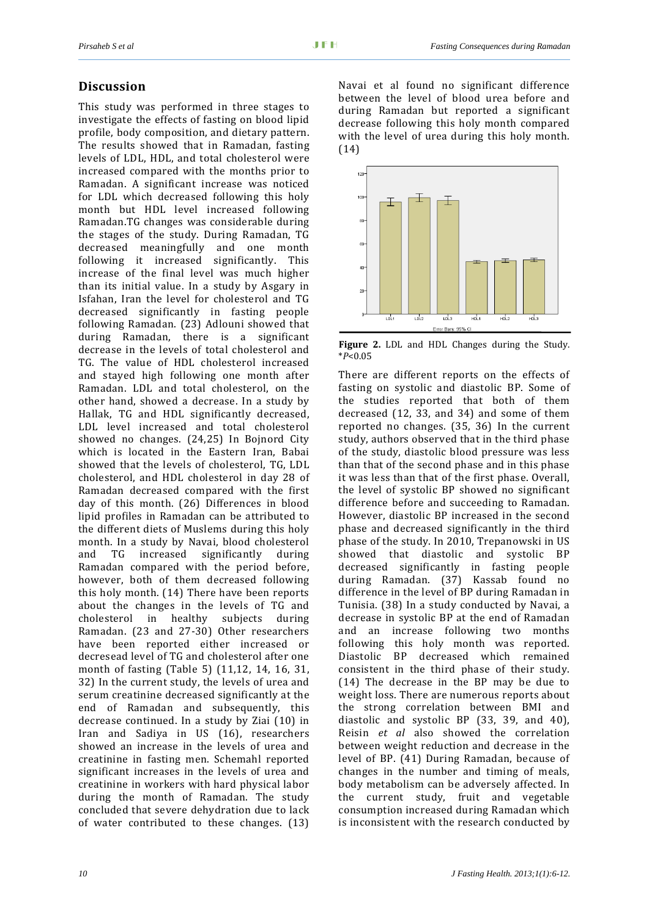## Discussion

This study was performed in three stages to investigate the effects of fasting on blood lipid profile, body composition, and dietary pattern. The results showed that in Ramadan, fasting levels of LDL, HDL, and total cholesterol were increased compared with the months prior to Ramadan. A significant increase was noticed for LDL which decreased following this holy month but HDL level increased following Ramadan.TG changes was considerable during the stages of the study. During Ramadan, TG decreased meaningfully and one month following it increased significantly. This increase of the final level was much higher than its initial value. In a study by Asgary in Isfahan, Iran the level for cholesterol and TG decreased significantly in fasting people following Ramadan. (23) Adlouni showed that during Ramadan, there is a significant decrease in the levels of total cholesterol and TG. The value of HDL cholesterol increased and stayed high following one month after Ramadan. LDL and total cholesterol, on the other hand, showed a decrease. In a study by Hallak, TG and HDL significantly decreased, LDL level increased and total cholesterol showed no changes. (24,25) In Bojnord City which is located in the Eastern Iran, Babai showed that the levels of cholesterol, TG, LDL cholesterol, and HDL cholesterol in day 28 of Ramadan decreased compared with the first day of this month. (26) Differences in blood lipid profiles in Ramadan can be attributed to the different diets of Muslems during this holy month. In a study by Navai, blood cholesterol and TG increased significantly during Ramadan compared with the period before, however, both of them decreased following this holy month. (14) There have been reports about the changes in the levels of TG and cholesterol in healthy subjects during Ramadan. (23 and 27-30) Other researchers have been reported either increased or decresead level of TG and cholesterol after one month of fasting (Table 5) (11,12, 14, 16, 31, 32) In the current study, the levels of urea and serum creatinine decreased significantly at the end of Ramadan and subsequently, this decrease continued. In a study by Ziai (10) in Iran and Sadiya in US (16), researchers showed an increase in the levels of urea and creatinine in fasting men. Schemahl reported significant increases in the levels of urea and creatinine in workers with hard physical labor during the month of Ramadan. The study concluded that severe dehydration due to lack of water contributed to these changes. (13) Navai et al found no significant difference between the level of blood urea before and during Ramadan but reported a significant decrease following this holy month compared with the level of urea during this holy month. (14)

**Figure 2.** LDL and HDL Changes during the Study. $^{*}P<0.05$

There are different reports on the effects of fasting on systolic and diastolic BP. Some of the studies reported that both of them decreased (12, 33, and 34) and some of them reported no changes. (35, 36) In the current study, authors observed that in the third phase of the study, diastolic blood pressure was less than that of the second phase and in this phase it was less than that of the first phase. Overall, the level of systolic BP showed no significant difference before and succeeding to Ramadan. However, diastolic BP increased in the second phase and decreased significantly in the third phase of the study. In 2010, Trepanowski in US showed that diastolic and systolic BP decreased significantly in fasting people during Ramadan. (37) Kassab found no difference in the level of BP during Ramadan in Tunisia. (38) In a study conducted by Navai, a decrease in systolic BP at the end of Ramadan and an increase following two months following this holy month was reported. Diastolic BP decreased which remained consistent in the third phase of their study. (14) The decrease in the BP may be due to weight loss. There are numerous reports about the strong correlation between BMI and diastolic and systolic BP (33, 39, and 40), Reisin *et al* also showed the correlation between weight reduction and decrease in the level of BP. (41) During Ramadan, because of changes in the number and timing of meals, body metabolism can be adversely affected. In the current study, fruit and vegetable consumption increased during Ramadan which is inconsistent with the research conducted by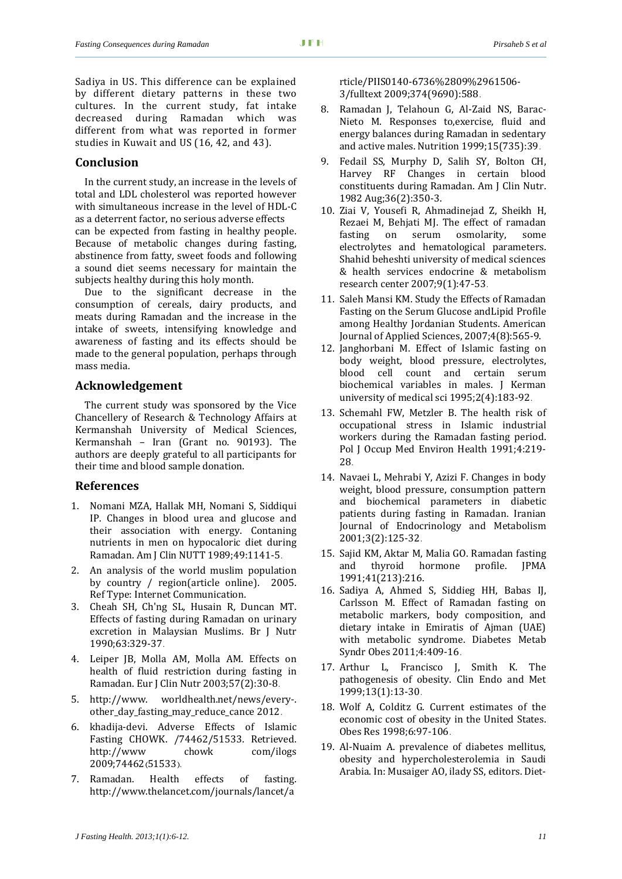Sadiya in US. This difference can be explained by different dietary patterns in these two cultures. In the current study, fat intake decreased during Ramadan which was different from what was reported in former studies in Kuwait and US (16, 42, and 43).

## Conclusion

In the current study, an increase in the levels of total and LDL cholesterol was reported however with simultaneous increase in the level of HDL-C as a deterrent factor, no serious adverse effects can be expected from fasting in healthy people. Because of metabolic changes during fasting, abstinence from fatty, sweet foods and following a sound diet seems necessary for maintain the subjects healthy during this holy month.

Due to the significant decrease in the consumption of cereals, dairy products, and meats during Ramadan and the increase in the intake of sweets, intensifying knowledge and awareness of fasting and its effects should be made to the general population, perhaps through mass media.

## Acknowledgement

The current study was sponsored by the Vice Chancellery of Research & Technology Affairs at Kermanshah University of Medical Sciences, Kermanshah – Iran (Grant no. 90193). The authors are deeply grateful to all participants for their time and blood sample donation.

## References

1. Nomani MZA, Hallak MH, Nomani S, Siddiqui IP. Changes in blood urea and glucose and their association with energy. Contaning nutrients in men on hypocaloric diet during Ramadan. Am J Clin NUTT 1989;49:1141-5.
2. An analysis of the world muslim population by country / region(article online). 2005. Ref Type: Internet Communication.
3. Cheah SH, Ch'ng SL, Husain R, Duncan MT. Effects of fasting during Ramadan on urinary excretion in Malaysian Muslims. Br J Nutr 1990;63:329-37.
4. Leiper JB, Molla AM, Molla AM. Effects on health of fluid restriction during fasting in Ramadan. Eur J Clin Nutr 2003;57(2):30-8.
5. http://www. worldhealth.net/news/every-. other_day_fasting_may_reduce_cance 2012.
6. khadija-devi. Adverse Effects of Islamic Fasting CHOWK. /74462/51533. Retrieved. http://www chowk com/ilogs 2009;74462(51533).
7. Ramadan. Health effects of fasting. http://www.thelancet.com/journals/lancet/article/PIIS0140-6736%2809%2961506-3/fulltext 2009;374(9690):588.
8. Ramadan J, Telahoun G, Al-Zaid NS, Barac-Nieto M. Responses to,exercise, fluid and energy balances during Ramadan in sedentary and active males. Nutrition 1999;15(735):39.
9. Fedail SS, Murphy D, Salih SY, Bolton CH, Harvey RF Changes in certain blood constituents during Ramadan. Am J Clin Nutr. 1982 Aug;36(2):350-3.
10. Ziai V, Yousefi R, Ahmadinejad Z, Sheikh H, Rezaei M, Behjati MJ. The effect of ramadan fasting on serum osmolarity, some electrolytes and hematological parameters. Shahid beheshti university of medical sciences & health services endocrine & metabolism research center 2007;9(1):47-53.
11. Saleh Mansi KM. Study the Effects of Ramadan Fasting on the Serum Glucose andLipid Profile among Healthy Jordanian Students. American Journal of Applied Sciences, 2007;4(8):565-9.
12. Janghorbani M. Effect of Islamic fasting on body weight, blood pressure, electrolytes, blood cell count and certain serum biochemical variables in males. J Kerman university of medical sci 1995;2(4):183-92.
13. Schemahl FW, Metzler B. The health risk of occupational stress in Islamic industrial workers during the Ramadan fasting period. Pol J Occup Med Environ Health 1991;4:219-28.
14. Navaei L, Mehrabi Y, Azizi F. Changes in body weight, blood pressure, consumption pattern and biochemical parameters in diabetic patients during fasting in Ramadan. Iranian Journal of Endocrinology and Metabolism 2001;3(2):125-32.
15. Sajid KM, Aktar M, Malia GO. Ramadan fasting and thyroid hormone profile. JPMA 1991;41(213):216.
16. Sadiya A, Ahmed S, Siddieg HH, Babas IJ, Carlsson M. Effect of Ramadan fasting on metabolic markers, body composition, and dietary intake in Emiratis of Ajman (UAE) with metabolic syndrome. Diabetes Metab Syndr Obes 2011;4:409-16.
17. Arthur L, Francisco J, Smith K. The pathogenesis of obesity. Clin Endo and Met 1999;13(1):13-30.
18. Wolf A, Colditz G. Current estimates of the economic cost of obesity in the United States. Obes Res 1998;6:97-106.
19. Al-Nuaim A. prevalence of diabetes mellitus, obesity and hypercholesterolemia in Saudi Arabia. In: Musaiger AO, ilady SS, editors. Diet-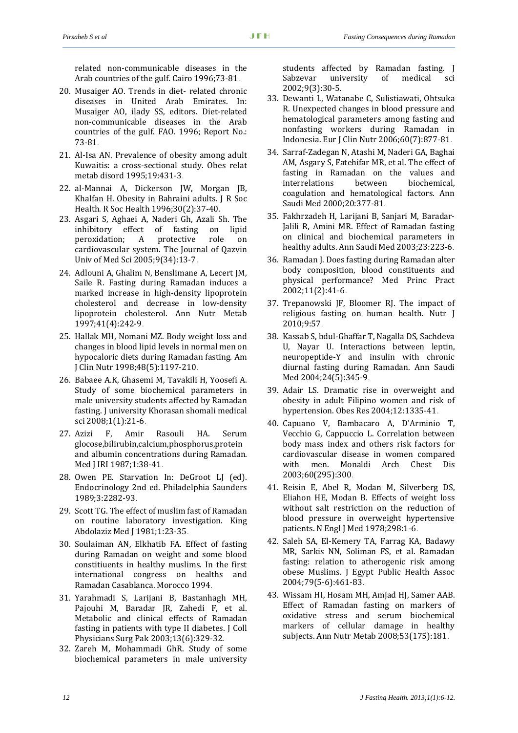related non-communicable diseases in the Arab countries of the gulf. Cairo 1996;73-81.

20. Musaiger AO. Trends in diet- related chronic diseases in United Arab Emirates. In: Musaiger AO, ilady SS, editors. Diet-related non-communicable diseases in the Arab countries of the gulf. FAO. 1996; Report No.: 73-81.
21. Al-Isa AN. Prevalence of obesity among adult Kuwaitis: a cross-sectional study. Obes relat metab disord 1995;19:431-3.
22. al-Mannai A, Dickerson JW, Morgan JB, Khalfan H. Obesity in Bahraini adults. J R Soc Health. R Soc Health 1996;30(2):37-40.
23. Asgari S, Aghaei A, Naderi Gh, Azali Sh. The inhibitory effect of fasting on lipid peroxidation; A protective role on cardiovascular system. The Journal of Qazvin Univ of Med Sci 2005;9(34):13-7.
24. Adlouni A, Ghalim N, Benslimane A, Lecert JM, Saile R. Fasting during Ramadan induces a marked increase in high-density lipoprotein cholesterol and decrease in low-density lipoprotein cholesterol. Ann Nutr Metab 1997;41(4):242-9.
25. Hallak MH, Nomani MZ. Body weight loss and changes in blood lipid levels in normal men on hypocaloric diets during Ramadan fasting. Am J Clin Nutr 1998;48(5):1197-210.
26. Babaee A.K, Ghasemi M, Tavakili H, Yoosefi A. Study of some biochemical parameters in male university students affected by Ramadan fasting. J university Khorasan shomali medical sci 2008;1(1):21-6.
27. Azizi F, Amir Rasouli HA. Serum glocose,bilirubin,calcium,phosphorus,protein and albumin concentrations during Ramadan. Med J IRI 1987;1:38-41.
28. Owen PE. Starvation In: DeGroot LJ (ed). Endocrinology 2nd ed. Philadelphia Saunders 1989;3:2282-93.
29. Scott TG. The effect of muslim fast of Ramadan on routine laboratory investigation. King Abdolaziz Med J 1981;1:23-35.
30. Soulaiman AN, Elkhatib FA. Effect of fasting during Ramadan on weight and some blood constitiuents in healthy muslims. In the first international congress on healths and Ramadan Casablanca. Morocco 1994.
31. Yarahmadi S, Larijani B, Bastanhagh MH, Pajouhi M, Baradar JR, Zahedi F, et al. Metabolic and clinical effects of Ramadan fasting in patients with type II diabetes. J Coll Physicians Surg Pak 2003;13(6):329-32.
32. Zareh M, Mohammadi GhR. Study of some biochemical parameters in male university students affected by Ramadan fasting. J Sabzevar university of medical sci 2002;9(3):30-5.
33. Dewanti L, Watanabe C, Sulistiawati, Ohtsuka R. Unexpected changes in blood pressure and hematological parameters among fasting and nonfasting workers during Ramadan in Indonesia. Eur J Clin Nutr 2006;60(7):877-81.
34. Sarraf-Zadegan N, Atashi M, Naderi GA, Baghai AM, Asgary S, Fatehifar MR, et al. The effect of fasting in Ramadan on the values and interrelations between biochemical, coagulation and hematological factors. Ann Saudi Med 2000;20:377-81.
35. Fakhrzadeh H, Larijani B, Sanjari M, Baradar-Jalili R, Amini MR. Effect of Ramadan fasting on clinical and biochemical parameters in healthy adults. Ann Saudi Med 2003;23:223-6.
36. Ramadan J. Does fasting during Ramadan alter body composition, blood constituents and physical performance? Med Princ Pract 2002;11(2):41-6.
37. Trepanowski JF, Bloomer RJ. The impact of religious fasting on human health. Nutr J 2010;9:57.
38. Kassab S, bdul-Ghaffar T, Nagalla DS, Sachdeva U, Nayar U. Interactions between leptin, neuropeptide-Y and insulin with chronic diurnal fasting during Ramadan. Ann Saudi Med 2004;24(5):345-9.
39. Adair LS. Dramatic rise in overweight and obesity in adult Filipino women and risk of hypertension. Obes Res 2004;12:1335-41.
40. Capuano V, Bambacaro A, D'Arminio T, Vecchio G, Cappuccio L. Correlation between body mass index and others risk factors for cardiovascular disease in women compared with men. Monaldi Arch Chest Dis 2003;60(295):300.
41. Reisin E, Abel R, Modan M, Silverberg DS, Eliahon HE, Modan B. Effects of weight loss without salt restriction on the reduction of blood pressure in overweight hypertensive patients. N Engl J Med 1978;298:1-6.
42. Saleh SA, El-Kemery TA, Farrag KA, Badawy MR, Sarkis NN, Soliman FS, et al. Ramadan fasting: relation to atherogenic risk among obese Muslims. J Egypt Public Health Assoc 2004;79(5-6):461-83.
43. Wissam HI, Hosam MH, Amjad HJ, Samer AAB. Effect of Ramadan fasting on markers of oxidative stress and serum biochemical markers of cellular damage in healthy subjects. Ann Nutr Metab 2008;53(175):181.